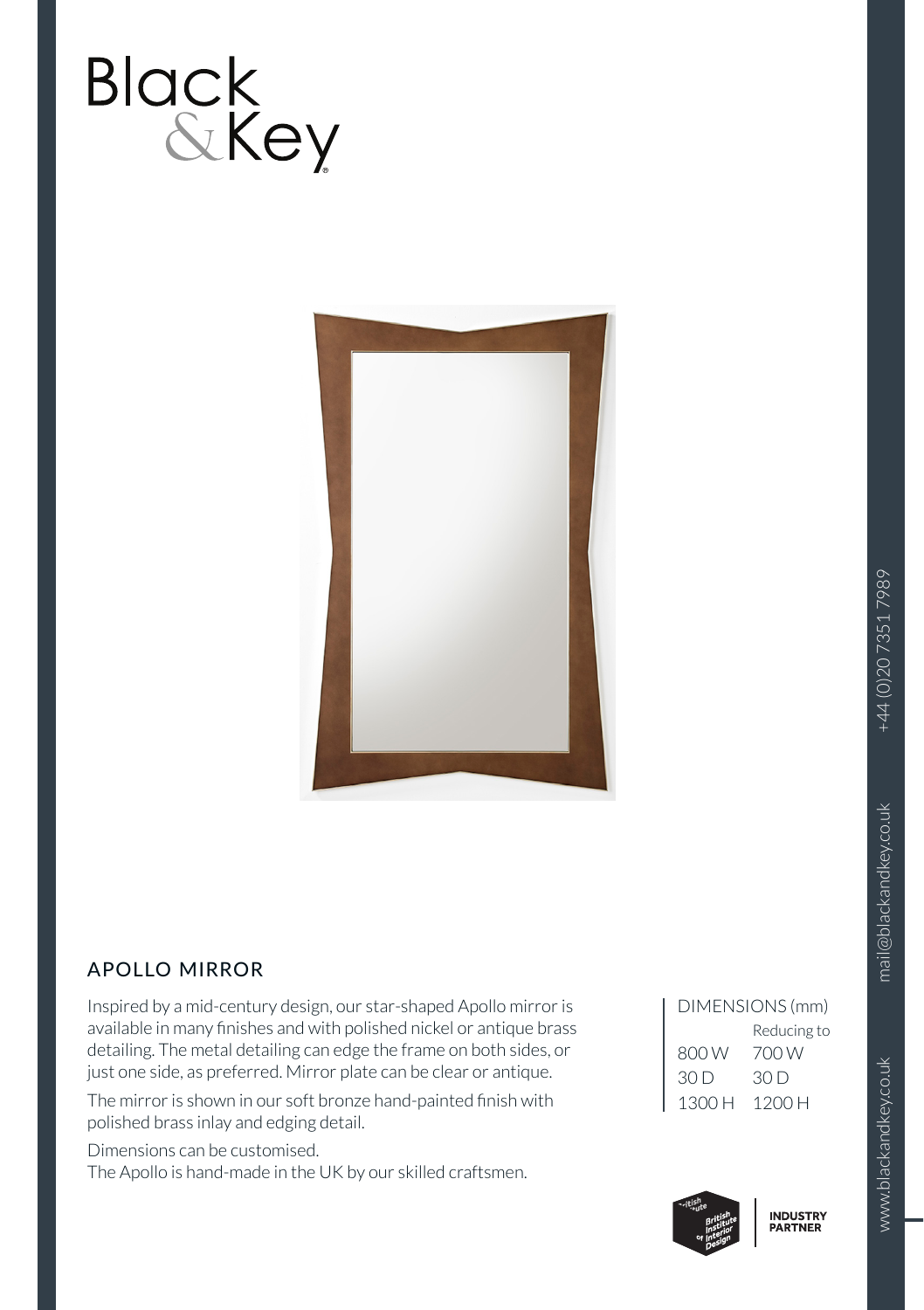Black &Key

## APOLLO MIRROR

Inspired by a mid-century design, our star-shaped Apollo mirror is available in many finishes and with polished nickel or antique brass detailing. The metal detailing can edge the frame on both sides, or just one side, as preferred. Mirror plate can be clear or antique.

The mirror is shown in our soft bronze hand-painted finish with polished brass inlay and edging detail.

Dimensions can be customised.
The Apollo is hand-made in the UK by our skilled craftsmen.

| DIMENSIONS (mm) | |
|---|---|
| | Reducing to |
| 800 W | 700 W |
| 30 D | 30 D |
| 1300 H | 1200 H |

British Institute of Interior Design — INDUSTRY PARTNER

www.blackandkey.co.uk mail@blackandkey.co.uk +44 (0)20 7351 7989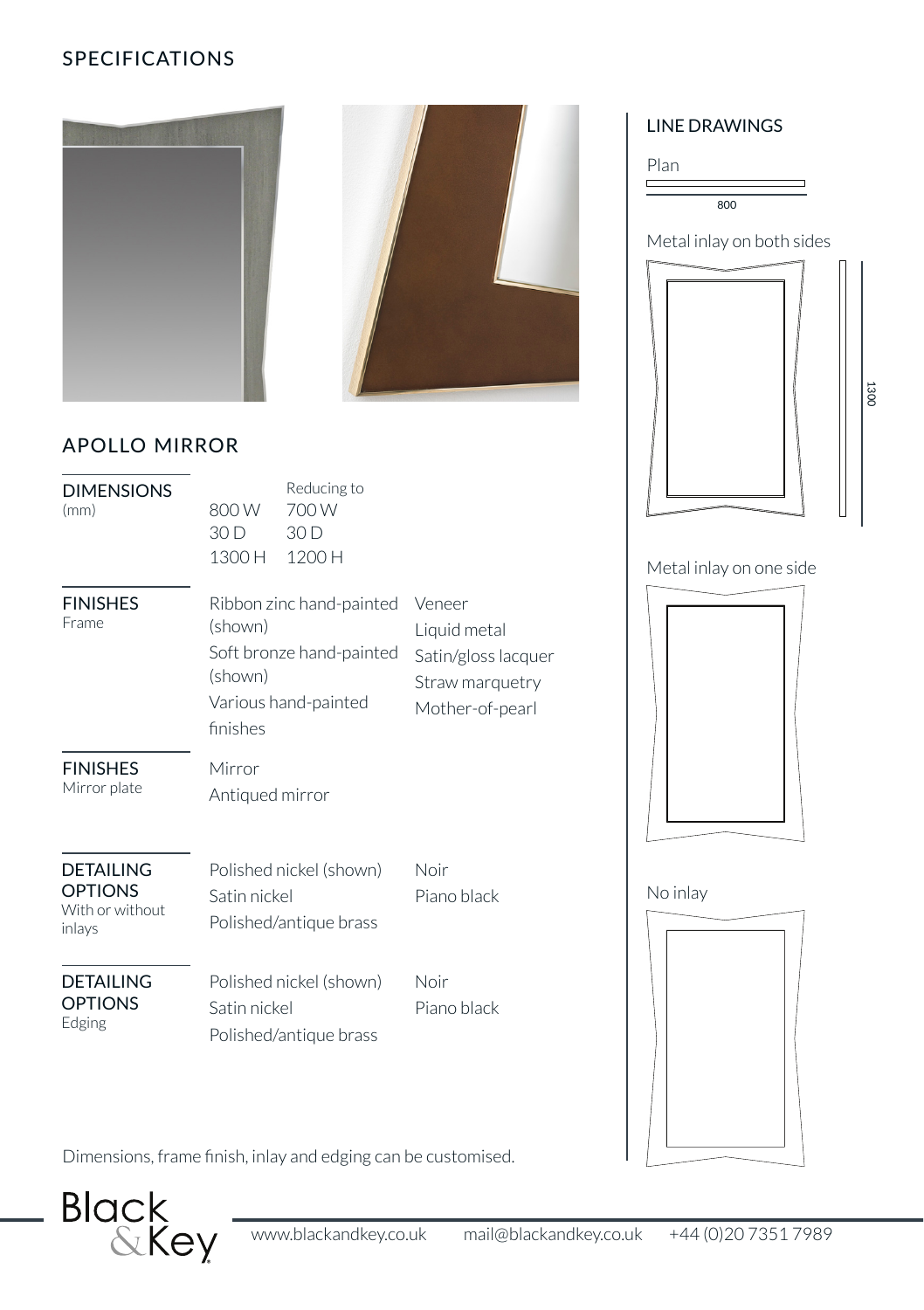# SPECIFICATIONS

## APOLLO MIRROR

| | | |
|---|---|---|
| **DIMENSIONS** (mm) | 800 W<br>30 D<br>1300 H | Reducing to<br>700 W<br>30 D<br>1200 H |

| | | |
|---|---|---|
| **FINISHES** Frame | Ribbon zinc hand-painted (shown)<br>Soft bronze hand-painted (shown)<br>Various hand-painted finishes | Veneer<br>Liquid metal<br>Satin/gloss lacquer<br>Straw marquetry<br>Mother-of-pearl |
| **FINISHES** Mirror plate | Mirror<br>Antiqued mirror | |
| **DETAILING OPTIONS** With or without inlays | Polished nickel (shown)<br>Satin nickel<br>Polished/antique brass | Noir<br>Piano black |
| **DETAILING OPTIONS** Edging | Polished nickel (shown)<br>Satin nickel<br>Polished/antique brass | Noir<br>Piano black |

Dimensions, frame finish, inlay and edging can be customised.

## LINE DRAWINGS

Plan

800

Metal inlay on both sides

1300

Metal inlay on one side

No inlay

Black & Key

www.blackandkey.co.uk mail@blackandkey.co.uk +44 (0)20 7351 7989